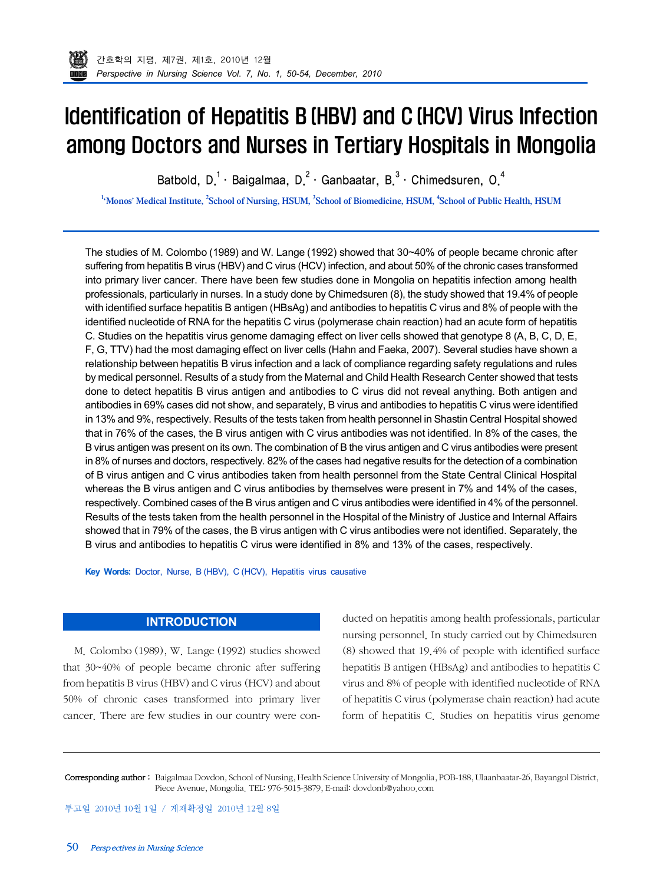# Identification of Hepatitis B (HBV) and C (HCV) Virus Infection among Doctors and Nurses in Tertiary Hospitals in Mongolia

Batbold, D.[1] · Baigalmaa, D.[2] · Ganbaatar, B.[3] · Chimedsuren, O.[4]

[1]Monos' Medical Institute, [2]School of Nursing, HSUM, [3]School of Biomedicine, HSUM, [4]School of Public Health, HSUM

The studies of M. Colombo (1989) and W. Lange (1992) showed that 30~40% of people became chronic after suffering from hepatitis B virus (HBV) and C virus (HCV) infection, and about 50% of the chronic cases transformed into primary liver cancer. There have been few studies done in Mongolia on hepatitis infection among health professionals, particularly in nurses. In a study done by Chimedsuren (8), the study showed that 19.4% of people with identified surface hepatitis B antigen (HBsAg) and antibodies to hepatitis C virus and 8% of people with the identified nucleotide of RNA for the hepatitis C virus (polymerase chain reaction) had an acute form of hepatitis C. Studies on the hepatitis virus genome damaging effect on liver cells showed that genotype 8 (A, B, C, D, E, F, G, TTV) had the most damaging effect on liver cells (Hahn and Faeka, 2007). Several studies have shown a relationship between hepatitis B virus infection and a lack of compliance regarding safety regulations and rules by medical personnel. Results of a study from the Maternal and Child Health Research Center showed that tests done to detect hepatitis B virus antigen and antibodies to C virus did not reveal anything. Both antigen and antibodies in 69% cases did not show, and separately, B virus and antibodies to hepatitis C virus were identified in 13% and 9%, respectively. Results of the tests taken from health personnel in Shastin Central Hospital showed that in 76% of the cases, the B virus antigen with C virus antibodies was not identified. In 8% of the cases, the B virus antigen was present on its own. The combination of B the virus antigen and C virus antibodies were present in 8% of nurses and doctors, respectively. 82% of the cases had negative results for the detection of a combination of B virus antigen and C virus antibodies taken from health personnel from the State Central Clinical Hospital whereas the B virus antigen and C virus antibodies by themselves were present in 7% and 14% of the cases, respectively. Combined cases of the B virus antigen and C virus antibodies were identified in 4% of the personnel. Results of the tests taken from the health personnel in the Hospital of the Ministry of Justice and Internal Affairs showed that in 79% of the cases, the B virus antigen with C virus antibodies were not identified. Separately, the B virus and antibodies to hepatitis C virus were identified in 8% and 13% of the cases, respectively.

**Key Words:** Doctor, Nurse, B (HBV), C (HCV), Hepatitis virus causative

## INTRODUCTION

M. Colombo (1989), W. Lange (1992) studies showed that 30~40% of people became chronic after suffering from hepatitis B virus (HBV) and C virus (HCV) and about 50% of chronic cases transformed into primary liver cancer. There are few studies in our country were conducted on hepatitis among health professionals, particular nursing personnel. In study carried out by Chimedsuren (8) showed that 19.4% of people with identified surface hepatitis B antigen (HBsAg) and antibodies to hepatitis C virus and 8% of people with identified nucleotide of RNA of hepatitis C virus (polymerase chain reaction) had acute form of hepatitis C. Studies on hepatitis virus genome

Corresponding author: Baigalmaa Dovdon, School of Nursing, Health Science University of Mongolia, POB-188, Ulaanbaatar-26, Bayangol District, Piece Avenue, Mongolia. TEL: 976-5015-3879, E-mail: dovdonb@yahoo.com

투고일 2010년 10월 1일 / 게재확정일 2010년 12월 8일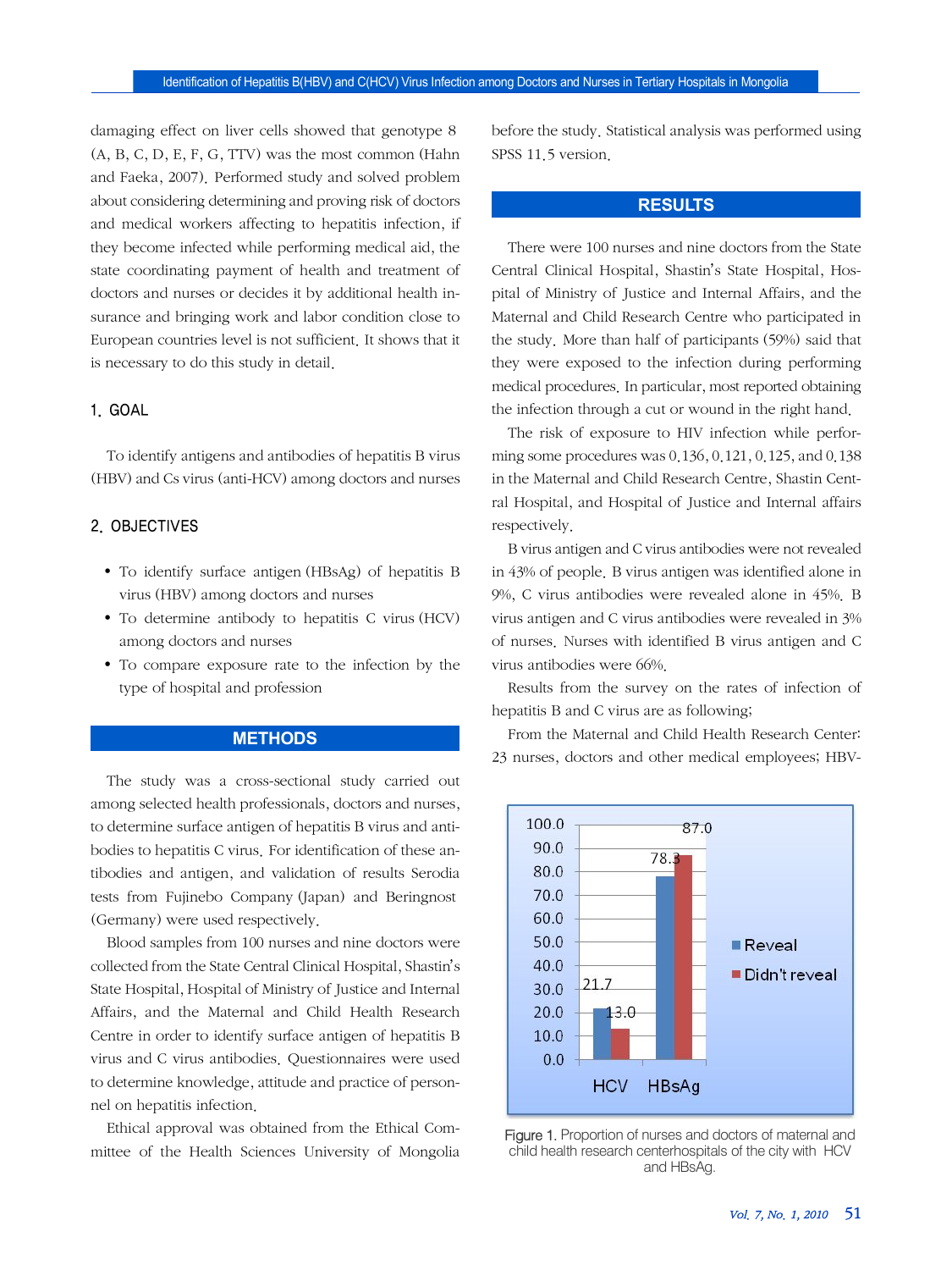damaging effect on liver cells showed that genotype 8 (A, B, C, D, E, F, G, TTV) was the most common (Hahn and Faeka, 2007). Performed study and solved problem about considering determining and proving risk of doctors and medical workers affecting to hepatitis infection, if they become infected while performing medical aid, the state coordinating payment of health and treatment of doctors and nurses or decides it by additional health insurance and bringing work and labor condition close to European countries level is not sufficient. It shows that it is necessary to do this study in detail.

### 1. GOAL

To identify antigens and antibodies of hepatitis B virus (HBV) and Cs virus (anti-HCV) among doctors and nurses

### 2. OBJECTIVES

- To identify surface antigen (HBsAg) of hepatitis B virus (HBV) among doctors and nurses
- To determine antibody to hepatitis C virus (HCV) among doctors and nurses
- To compare exposure rate to the infection by the type of hospital and profession

## METHODS

The study was a cross-sectional study carried out among selected health professionals, doctors and nurses, to determine surface antigen of hepatitis B virus and antibodies to hepatitis C virus. For identification of these antibodies and antigen, and validation of results Serodia tests from Fujinebo Company (Japan) and Beringnost (Germany) were used respectively.

Blood samples from 100 nurses and nine doctors were collected from the State Central Clinical Hospital, Shastin's State Hospital, Hospital of Ministry of Justice and Internal Affairs, and the Maternal and Child Health Research Centre in order to identify surface antigen of hepatitis B virus and C virus antibodies. Questionnaires were used to determine knowledge, attitude and practice of personnel on hepatitis infection.

Ethical approval was obtained from the Ethical Committee of the Health Sciences University of Mongolia before the study. Statistical analysis was performed using SPSS 11.5 version.

## RESULTS

There were 100 nurses and nine doctors from the State Central Clinical Hospital, Shastin's State Hospital, Hospital of Ministry of Justice and Internal Affairs, and the Maternal and Child Research Centre who participated in the study. More than half of participants (59%) said that they were exposed to the infection during performing medical procedures. In particular, most reported obtaining the infection through a cut or wound in the right hand.

The risk of exposure to HIV infection while performing some procedures was 0.136, 0.121, 0.125, and 0.138 in the Maternal and Child Research Centre, Shastin Central Hospital, and Hospital of Justice and Internal affairs respectively.

B virus antigen and C virus antibodies were not revealed in 43% of people. B virus antigen was identified alone in 9%, C virus antibodies were revealed alone in 45%. B virus antigen and C virus antibodies were revealed in 3% of nurses. Nurses with identified B virus antigen and C virus antibodies were 66%.

Results from the survey on the rates of infection of hepatitis B and C virus are as following;

From the Maternal and Child Health Research Center: 23 nurses, doctors and other medical employees; HBV-

| | Reveal | Didn't reveal |
|---|---|---|
| HCV | 21.7 | 13.0 |
| HBsAg | 78.3 | 87.0 |

Figure 1. Proportion of nurses and doctors of maternal and child health research centerhospitals of the city with HCV and HBsAg.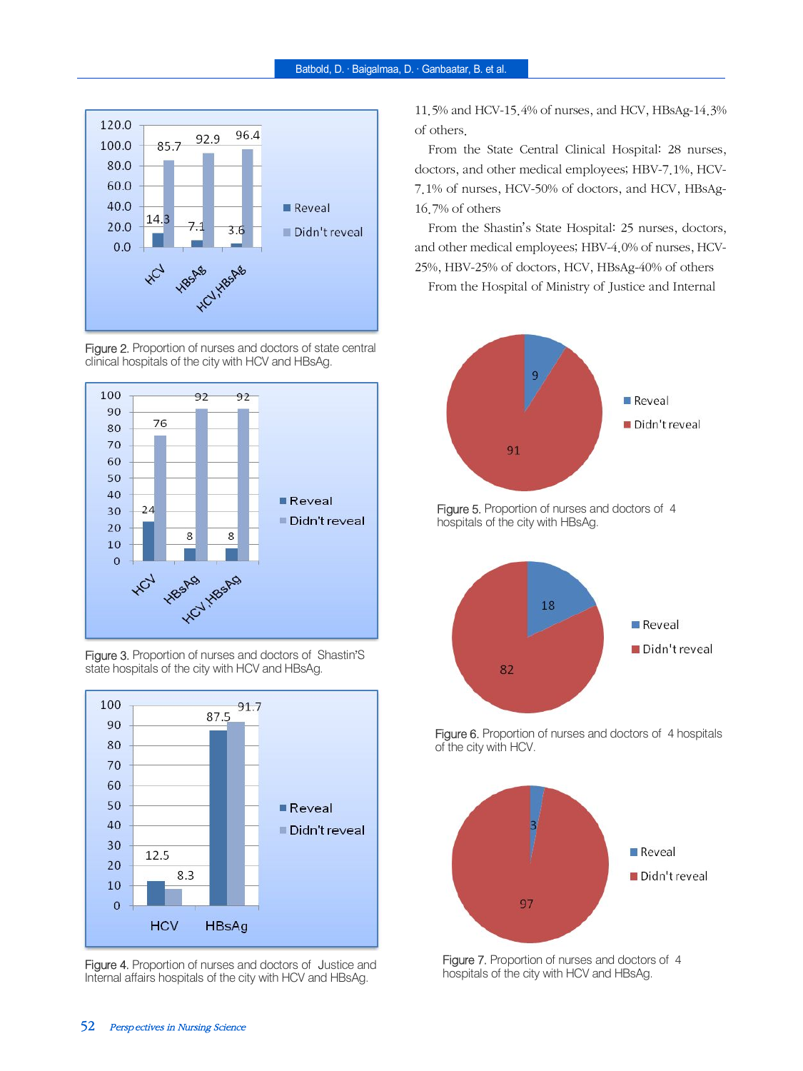Figure 2. Proportion of nurses and doctors of state central clinical hospitals of the city with HCV and HBsAg.

Figure 3. Proportion of nurses and doctors of Shastin'S state hospitals of the city with HCV and HBsAg.

Figure 4. Proportion of nurses and doctors of Justice and Internal affairs hospitals of the city with HCV and HBsAg.

11.5% and HCV-15.4% of nurses, and HCV, HBsAg-14.3% of others.

From the State Central Clinical Hospital: 28 nurses, doctors, and other medical employees; HBV-7.1%, HCV-7.1% of nurses, HCV-50% of doctors, and HCV, HBsAg-16.7% of others

From the Shastin's State Hospital: 25 nurses, doctors, and other medical employees; HBV-4.0% of nurses, HCV-25%, HBV-25% of doctors, HCV, HBsAg-40% of others

From the Hospital of Ministry of Justice and Internal

Figure 5. Proportion of nurses and doctors of 4 hospitals of the city with HBsAg.

Figure 6. Proportion of nurses and doctors of 4 hospitals of the city with HCV.

Figure 7. Proportion of nurses and doctors of 4 hospitals of the city with HCV and HBsAg.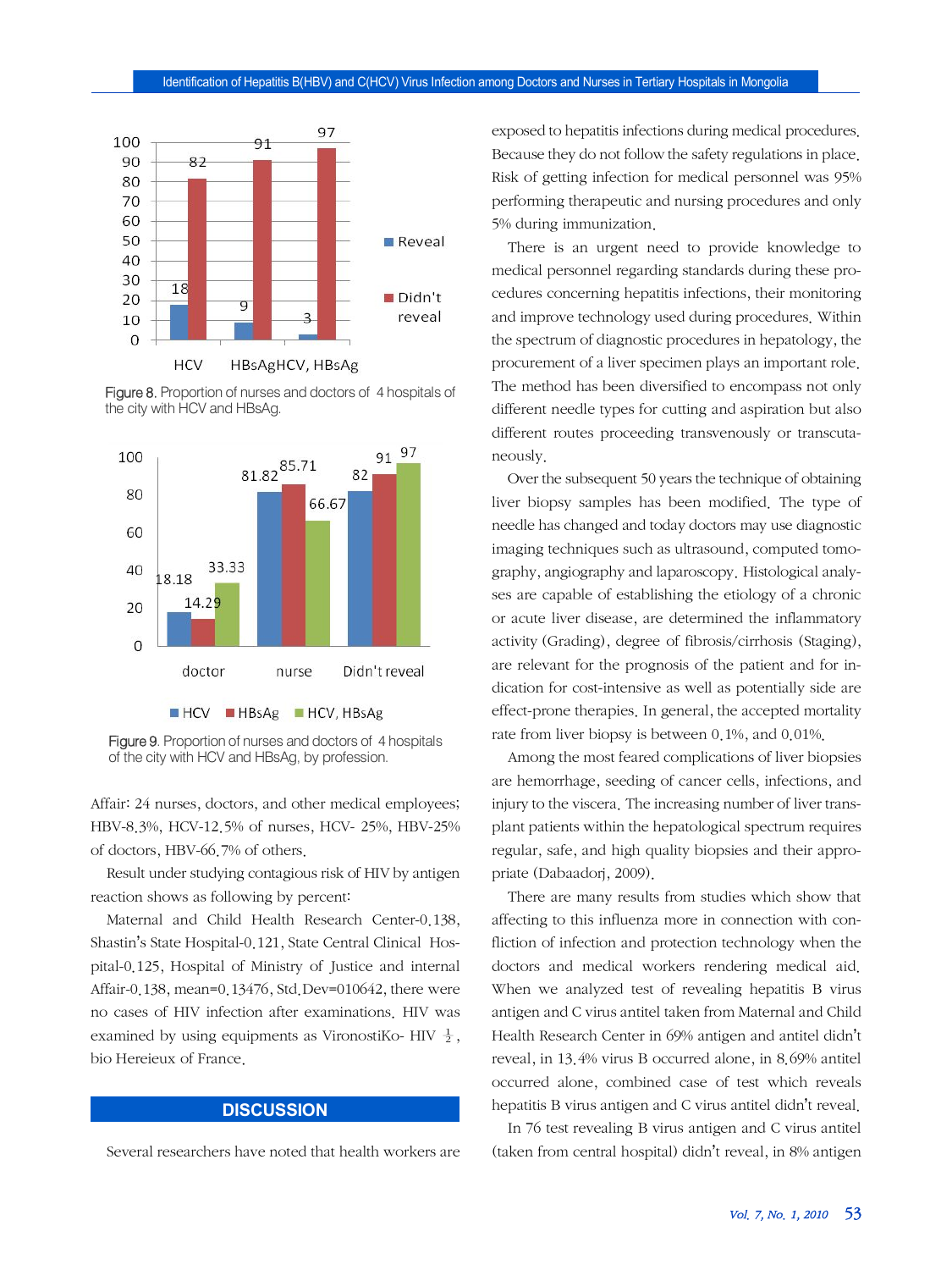Figure 8. Proportion of nurses and doctors of 4 hospitals of the city with HCV and HBsAg.

Figure 9. Proportion of nurses and doctors of 4 hospitals of the city with HCV and HBsAg, by profession.

Affair: 24 nurses, doctors, and other medical employees; HBV-8.3%, HCV-12.5% of nurses, HCV- 25%, HBV-25% of doctors, HBV-66.7% of others.

Result under studying contagious risk of HIV by antigen reaction shows as following by percent:

Maternal and Child Health Research Center-0.138, Shastin's State Hospital-0.121, State Central Clinical Hospital-0.125, Hospital of Ministry of Justice and internal Affair-0.138, mean=0.13476, Std.Dev=010642, there were no cases of HIV infection after examinations. HIV was examined by using equipments as VironostiKo- HIV $\frac{1}{2}$, bio Hereieux of France.

## DISCUSSION

Several researchers have noted that health workers are exposed to hepatitis infections during medical procedures. Because they do not follow the safety regulations in place. Risk of getting infection for medical personnel was 95% performing therapeutic and nursing procedures and only 5% during immunization.

There is an urgent need to provide knowledge to medical personnel regarding standards during these procedures concerning hepatitis infections, their monitoring and improve technology used during procedures. Within the spectrum of diagnostic procedures in hepatology, the procurement of a liver specimen plays an important role. The method has been diversified to encompass not only different needle types for cutting and aspiration but also different routes proceeding transvenously or transcutaneously.

Over the subsequent 50 years the technique of obtaining liver biopsy samples has been modified. The type of needle has changed and today doctors may use diagnostic imaging techniques such as ultrasound, computed tomography, angiography and laparoscopy. Histological analyses are capable of establishing the etiology of a chronic or acute liver disease, are determined the inflammatory activity (Grading), degree of fibrosis/cirrhosis (Staging), are relevant for the prognosis of the patient and for indication for cost-intensive as well as potentially side are effect-prone therapies. In general, the accepted mortality rate from liver biopsy is between 0.1%, and 0.01%.

Among the most feared complications of liver biopsies are hemorrhage, seeding of cancer cells, infections, and injury to the viscera. The increasing number of liver transplant patients within the hepatological spectrum requires regular, safe, and high quality biopsies and their appropriate (Dabaadorj, 2009).

There are many results from studies which show that affecting to this influenza more in connection with confliction of infection and protection technology when the doctors and medical workers rendering medical aid. When we analyzed test of revealing hepatitis B virus antigen and C virus antitel taken from Maternal and Child Health Research Center in 69% antigen and antitel didn't reveal, in 13.4% virus B occurred alone, in 8.69% antitel occurred alone, combined case of test which reveals hepatitis B virus antigen and C virus antitel didn't reveal.

In 76 test revealing B virus antigen and C virus antitel (taken from central hospital) didn't reveal, in 8% antigen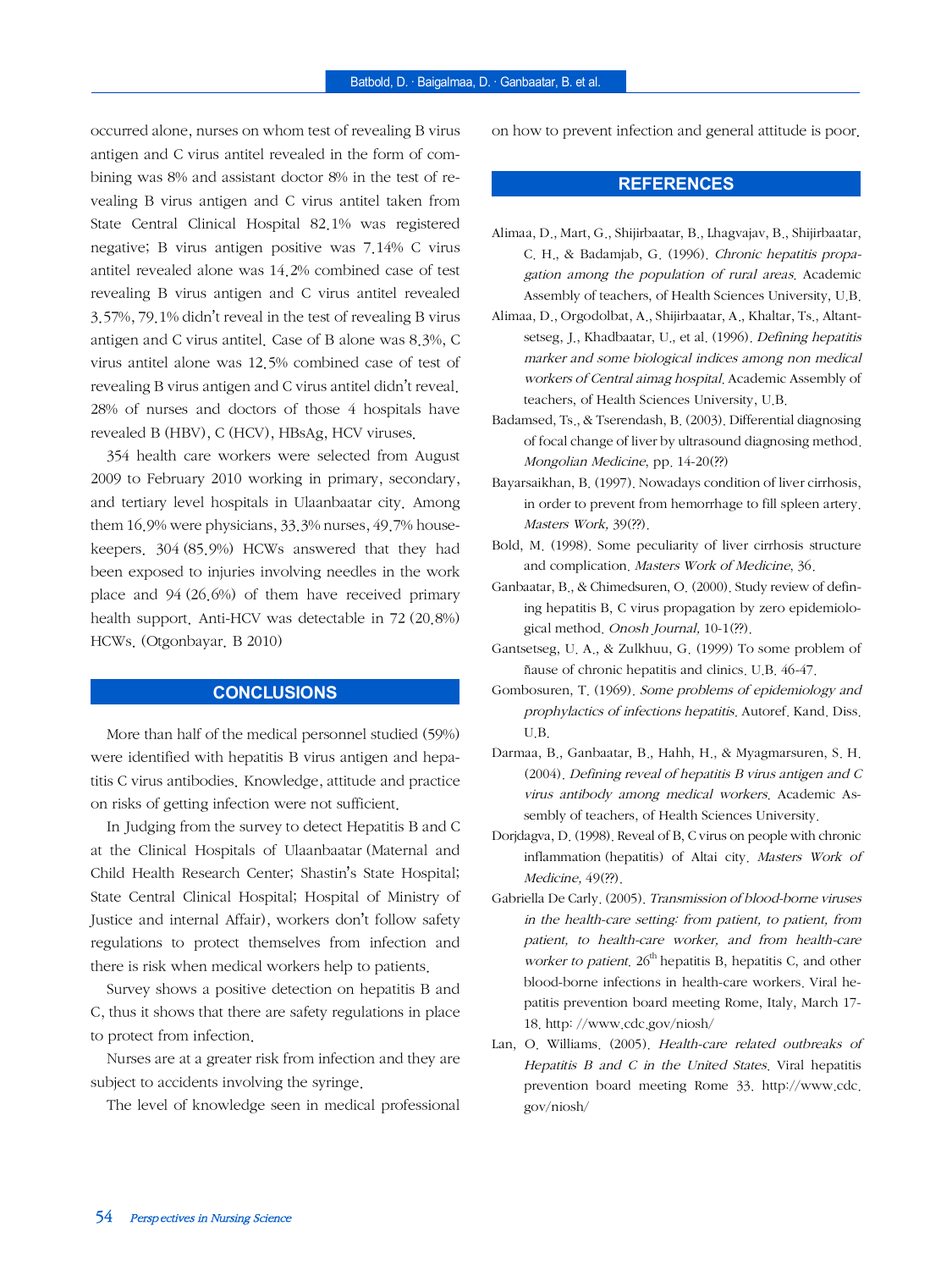occurred alone, nurses on whom test of revealing B virus antigen and C virus antitel revealed in the form of combining was 8% and assistant doctor 8% in the test of revealing B virus antigen and C virus antitel taken from State Central Clinical Hospital 82.1% was registered negative; B virus antigen positive was 7.14% C virus antitel revealed alone was 14.2% combined case of test revealing B virus antigen and C virus antitel revealed 3.57%, 79.1% didn't reveal in the test of revealing B virus antigen and C virus antitel. Case of B alone was 8.3%, C virus antitel alone was 12.5% combined case of test of revealing B virus antigen and C virus antitel didn't reveal. 28% of nurses and doctors of those 4 hospitals have revealed B (HBV), C (HCV), HBsAg, HCV viruses.

354 health care workers were selected from August 2009 to February 2010 working in primary, secondary, and tertiary level hospitals in Ulaanbaatar city. Among them 16.9% were physicians, 33.3% nurses, 49.7% housekeepers. 304 (85.9%) HCWs answered that they had been exposed to injuries involving needles in the work place and 94 (26.6%) of them have received primary health support. Anti-HCV was detectable in 72 (20.8%) HCWs. (Otgonbayar. B 2010)

## CONCLUSIONS

More than half of the medical personnel studied (59%) were identified with hepatitis B virus antigen and hepatitis C virus antibodies. Knowledge, attitude and practice on risks of getting infection were not sufficient.

In Judging from the survey to detect Hepatitis B and C at the Clinical Hospitals of Ulaanbaatar (Maternal and Child Health Research Center; Shastin's State Hospital; State Central Clinical Hospital; Hospital of Ministry of Justice and internal Affair), workers don't follow safety regulations to protect themselves from infection and there is risk when medical workers help to patients.

Survey shows a positive detection on hepatitis B and C, thus it shows that there are safety regulations in place to protect from infection.

Nurses are at a greater risk from infection and they are subject to accidents involving the syringe.

The level of knowledge seen in medical professional on how to prevent infection and general attitude is poor.

## REFERENCES

Alimaa, D., Mart, G., Shijirbaatar, B., Lhagvajav, B., Shijirbaatar, C. H., & Badamjab, G. (1996). *Chronic hepatitis propagation among the population of rural areas*. Academic Assembly of teachers, of Health Sciences University, U.B.

Alimaa, D., Orgodolbat, A., Shijirbaatar, A., Khaltar, Ts., Altantsetseg, J., Khadbaatar, U., et al. (1996). *Defining hepatitis marker and some biological indices among non medical workers of Central aimag hospital*. Academic Assembly of teachers, of Health Sciences University, U.B.

Badamsed, Ts., & Tserendash, B. (2003). Differential diagnosing of focal change of liver by ultrasound diagnosing method. *Mongolian Medicine*, pp. 14-20(??)

Bayarsaikhan, B. (1997). Nowadays condition of liver cirrhosis, in order to prevent from hemorrhage to fill spleen artery. *Masters Work,* 39(??).

Bold, M. (1998). Some peculiarity of liver cirrhosis structure and complication. *Masters Work of Medicine*, 36.

Ganbaatar, B., & Chimedsuren, O. (2000). Study review of defining hepatitis B, C virus propagation by zero epidemiological method. *Onosh Journal,* 10-1(??).

Gantsetseg, U. A., & Zulkhuu, G. (1999) To some problem of ñause of chronic hepatitis and clinics. U.B. 46-47.

Gombosuren, T. (1969). *Some problems of epidemiology and prophylactics of infections hepatitis*. Autoref. Kand. Diss. U.B.

Darmaa, B., Ganbaatar, B., Hahh, H., & Myagmarsuren, S. H. (2004). *Defining reveal of hepatitis B virus antigen and C virus antibody among medical workers*. Academic Assembly of teachers, of Health Sciences University.

Dorjdagva, D. (1998). Reveal of B, C virus on people with chronic inflammation (hepatitis) of Altai city. *Masters Work of Medicine,* 49(??).

Gabriella De Carly. (2005). *Transmission of blood-borne viruses in the health-care setting: from patient, to patient, from patient, to health-care worker, and from health-care worker to patient*. 26th hepatitis B, hepatitis C, and other blood-borne infections in health-care workers. Viral hepatitis prevention board meeting Rome, Italy, March 17-18. http: //www.cdc.gov/niosh/

Lan, O. Williams. (2005). *Health-care related outbreaks of Hepatitis B and C in the United States*. Viral hepatitis prevention board meeting Rome 33. http://www.cdc.gov/niosh/